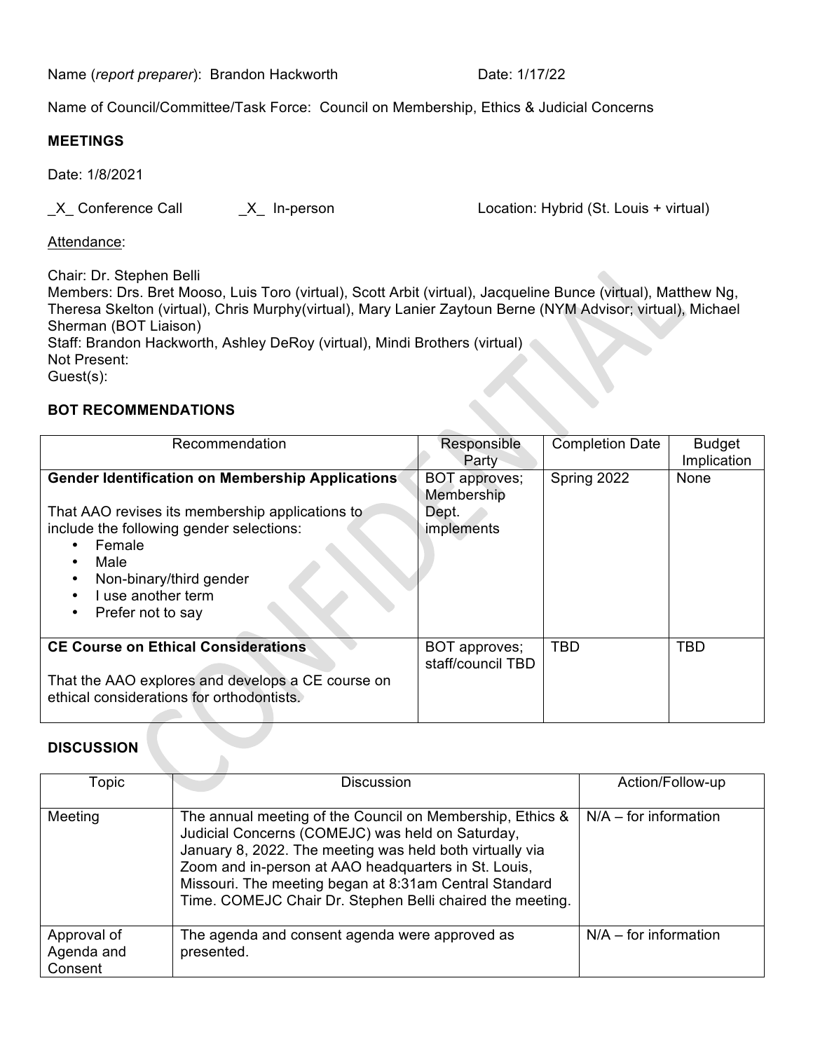Name (*report preparer*): Brandon Hackworth Date: 1/17/22

Name of Council/Committee/Task Force: Council on Membership, Ethics & Judicial Concerns

**MEETINGS**

Date: 1/8/2021

_X_ Conference Call _X_ In-person Location: Hybrid (St. Louis + virtual)

Attendance:

Chair: Dr. Stephen Belli
Members: Drs. Bret Mooso, Luis Toro (virtual), Scott Arbit (virtual), Jacqueline Bunce (virtual), Matthew Ng, Theresa Skelton (virtual), Chris Murphy(virtual), Mary Lanier Zaytoun Berne (NYM Advisor; virtual), Michael Sherman (BOT Liaison)
Staff: Brandon Hackworth, Ashley DeRoy (virtual), Mindi Brothers (virtual)
Not Present:
Guest(s):

**BOT RECOMMENDATIONS**

| Recommendation | Responsible Party | Completion Date | Budget Implication |
|---|---|---|---|
| **Gender Identification on Membership Applications**<br><br>That AAO revises its membership applications to include the following gender selections:<br>• Female<br>• Male<br>• Non-binary/third gender<br>• I use another term<br>• Prefer not to say | BOT approves; Membership Dept. implements | Spring 2022 | None |
| **CE Course on Ethical Considerations**<br><br>That the AAO explores and develops a CE course on ethical considerations for orthodontists. | BOT approves; staff/council TBD | TBD | TBD |

**DISCUSSION**

| Topic | Discussion | Action/Follow-up |
|---|---|---|
| Meeting | The annual meeting of the Council on Membership, Ethics & Judicial Concerns (COMEJC) was held on Saturday, January 8, 2022. The meeting was held both virtually via Zoom and in-person at AAO headquarters in St. Louis, Missouri. The meeting began at 8:31am Central Standard Time. COMEJC Chair Dr. Stephen Belli chaired the meeting. | N/A – for information |
| Approval of Agenda and Consent | The agenda and consent agenda were approved as presented. | N/A – for information |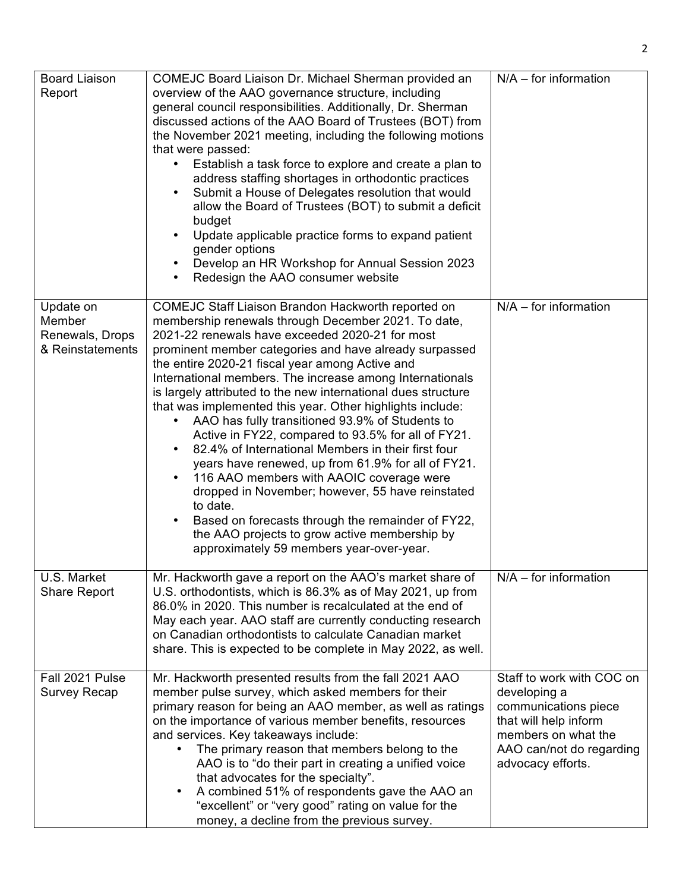| | | |
|---|---|---|
| Board Liaison Report | COMEJC Board Liaison Dr. Michael Sherman provided an overview of the AAO governance structure, including general council responsibilities. Additionally, Dr. Sherman discussed actions of the AAO Board of Trustees (BOT) from the November 2021 meeting, including the following motions that were passed:<br>• Establish a task force to explore and create a plan to address staffing shortages in orthodontic practices<br>• Submit a House of Delegates resolution that would allow the Board of Trustees (BOT) to submit a deficit budget<br>• Update applicable practice forms to expand patient gender options<br>• Develop an HR Workshop for Annual Session 2023<br>• Redesign the AAO consumer website | N/A – for information |
| Update on Member Renewals, Drops & Reinstatements | COMEJC Staff Liaison Brandon Hackworth reported on membership renewals through December 2021. To date, 2021-22 renewals have exceeded 2020-21 for most prominent member categories and have already surpassed the entire 2020-21 fiscal year among Active and International members. The increase among Internationals is largely attributed to the new international dues structure that was implemented this year. Other highlights include:<br>• AAO has fully transitioned 93.9% of Students to Active in FY22, compared to 93.5% for all of FY21.<br>• 82.4% of International Members in their first four years have renewed, up from 61.9% for all of FY21.<br>• 116 AAO members with AAOIC coverage were dropped in November; however, 55 have reinstated to date.<br>• Based on forecasts through the remainder of FY22, the AAO projects to grow active membership by approximately 59 members year-over-year. | N/A – for information |
| U.S. Market Share Report | Mr. Hackworth gave a report on the AAO's market share of U.S. orthodontists, which is 86.3% as of May 2021, up from 86.0% in 2020. This number is recalculated at the end of May each year. AAO staff are currently conducting research on Canadian orthodontists to calculate Canadian market share. This is expected to be complete in May 2022, as well. | N/A – for information |
| Fall 2021 Pulse Survey Recap | Mr. Hackworth presented results from the fall 2021 AAO member pulse survey, which asked members for their primary reason for being an AAO member, as well as ratings on the importance of various member benefits, resources and services. Key takeaways include:<br>• The primary reason that members belong to the AAO is to "do their part in creating a unified voice that advocates for the specialty".<br>• A combined 51% of respondents gave the AAO an "excellent" or "very good" rating on value for the money, a decline from the previous survey. | Staff to work with COC on developing a communications piece that will help inform members on what the AAO can/not do regarding advocacy efforts. |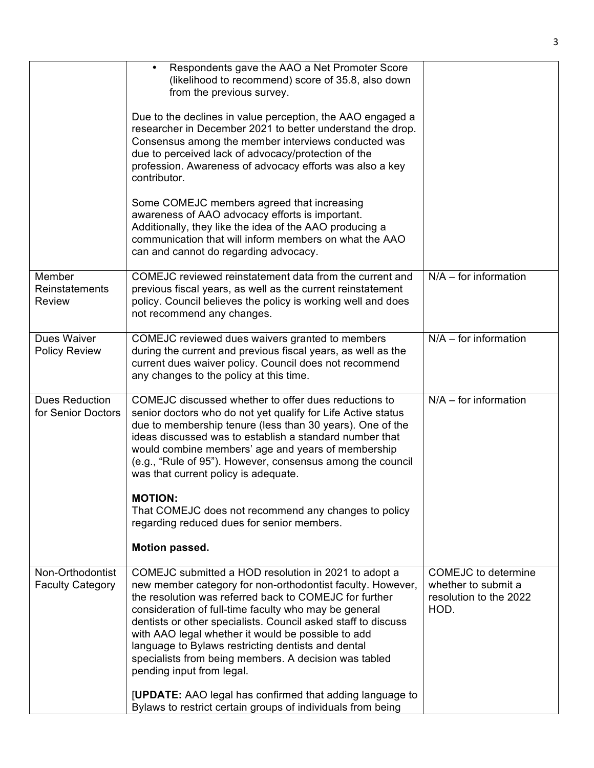| | | |
|---|---|---|
| | • Respondents gave the AAO a Net Promoter Score (likelihood to recommend) score of 35.8, also down from the previous survey.<br><br>Due to the declines in value perception, the AAO engaged a researcher in December 2021 to better understand the drop. Consensus among the member interviews conducted was due to perceived lack of advocacy/protection of the profession. Awareness of advocacy efforts was also a key contributor.<br><br>Some COMEJC members agreed that increasing awareness of AAO advocacy efforts is important. Additionally, they like the idea of the AAO producing a communication that will inform members on what the AAO can and cannot do regarding advocacy. | |
| Member Reinstatements Review | COMEJC reviewed reinstatement data from the current and previous fiscal years, as well as the current reinstatement policy. Council believes the policy is working well and does not recommend any changes. | N/A – for information |
| Dues Waiver Policy Review | COMEJC reviewed dues waivers granted to members during the current and previous fiscal years, as well as the current dues waiver policy. Council does not recommend any changes to the policy at this time. | N/A – for information |
| Dues Reduction for Senior Doctors | COMEJC discussed whether to offer dues reductions to senior doctors who do not yet qualify for Life Active status due to membership tenure (less than 30 years). One of the ideas discussed was to establish a standard number that would combine members' age and years of membership (e.g., "Rule of 95"). However, consensus among the council was that current policy is adequate.<br><br>**MOTION:**<br>That COMEJC does not recommend any changes to policy regarding reduced dues for senior members.<br><br>**Motion passed.** | N/A – for information |
| Non-Orthodontist Faculty Category | COMEJC submitted a HOD resolution in 2021 to adopt a new member category for non-orthodontist faculty. However, the resolution was referred back to COMEJC for further consideration of full-time faculty who may be general dentists or other specialists. Council asked staff to discuss with AAO legal whether it would be possible to add language to Bylaws restricting dentists and dental specialists from being members. A decision was tabled pending input from legal.<br><br>[**UPDATE:** AAO legal has confirmed that adding language to Bylaws to restrict certain groups of individuals from being | COMEJC to determine whether to submit a resolution to the 2022 HOD. |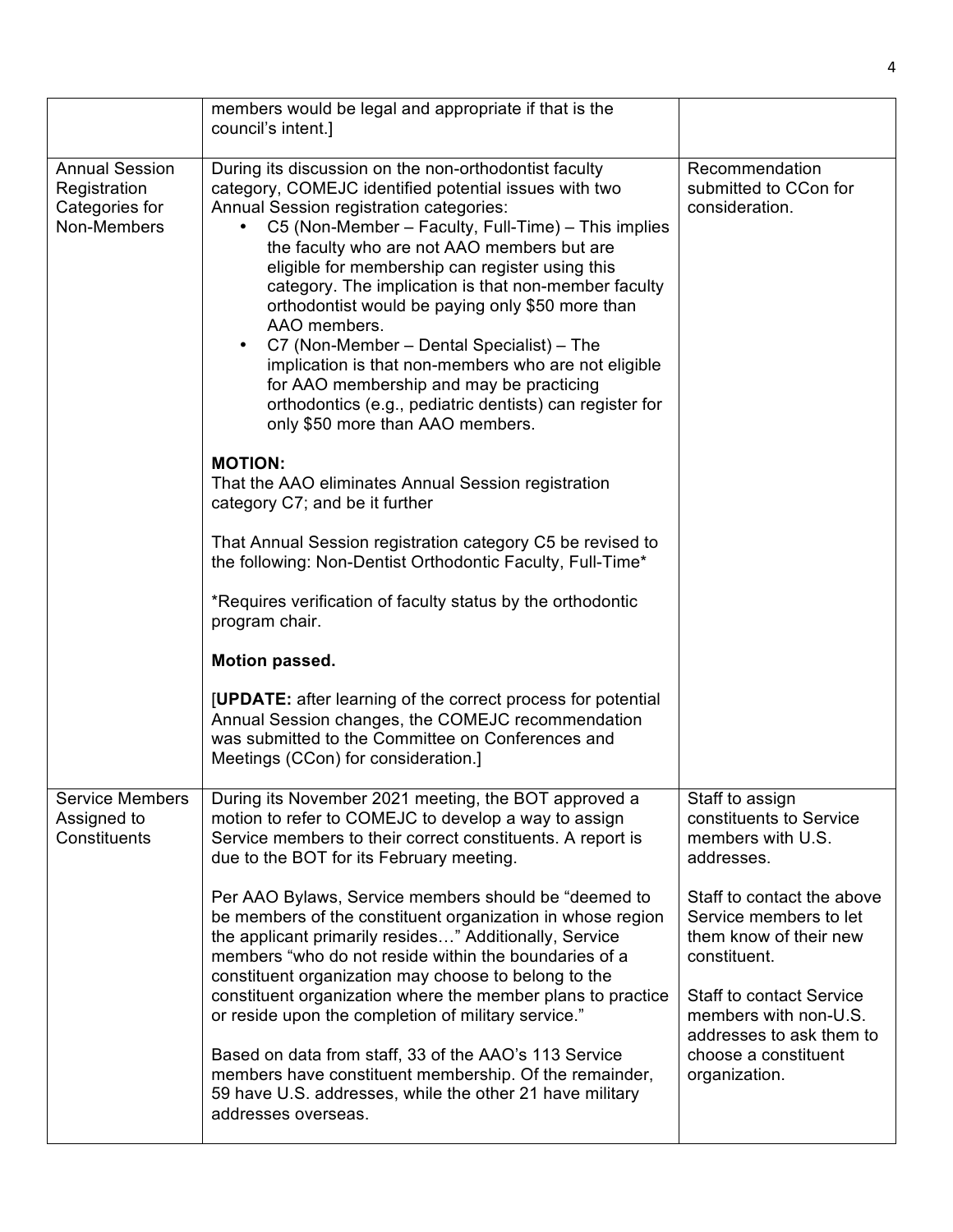| | | |
|---|---|---|
| | members would be legal and appropriate if that is the council's intent.] | |
| Annual Session Registration Categories for Non-Members | During its discussion on the non-orthodontist faculty category, COMEJC identified potential issues with two Annual Session registration categories:<br>• C5 (Non-Member – Faculty, Full-Time) – This implies the faculty who are not AAO members but are eligible for membership can register using this category. The implication is that non-member faculty orthodontist would be paying only $50 more than AAO members.<br>• C7 (Non-Member – Dental Specialist) – The implication is that non-members who are not eligible for AAO membership and may be practicing orthodontics (e.g., pediatric dentists) can register for only $50 more than AAO members.<br><br>**MOTION:**<br>That the AAO eliminates Annual Session registration category C7; and be it further<br><br>That Annual Session registration category C5 be revised to the following: Non-Dentist Orthodontic Faculty, Full-Time*<br><br>*Requires verification of faculty status by the orthodontic program chair.<br><br>**Motion passed.**<br><br>[**UPDATE:** after learning of the correct process for potential Annual Session changes, the COMEJC recommendation was submitted to the Committee on Conferences and Meetings (CCon) for consideration.] | Recommendation submitted to CCon for consideration. |
| Service Members Assigned to Constituents | During its November 2021 meeting, the BOT approved a motion to refer to COMEJC to develop a way to assign Service members to their correct constituents. A report is due to the BOT for its February meeting.<br><br>Per AAO Bylaws, Service members should be "deemed to be members of the constituent organization in whose region the applicant primarily resides…" Additionally, Service members "who do not reside within the boundaries of a constituent organization may choose to belong to the constituent organization where the member plans to practice or reside upon the completion of military service."<br><br>Based on data from staff, 33 of the AAO's 113 Service members have constituent membership. Of the remainder, 59 have U.S. addresses, while the other 21 have military addresses overseas. | Staff to assign constituents to Service members with U.S. addresses.<br><br>Staff to contact the above Service members to let them know of their new constituent.<br><br>Staff to contact Service members with non-U.S. addresses to ask them to choose a constituent organization. |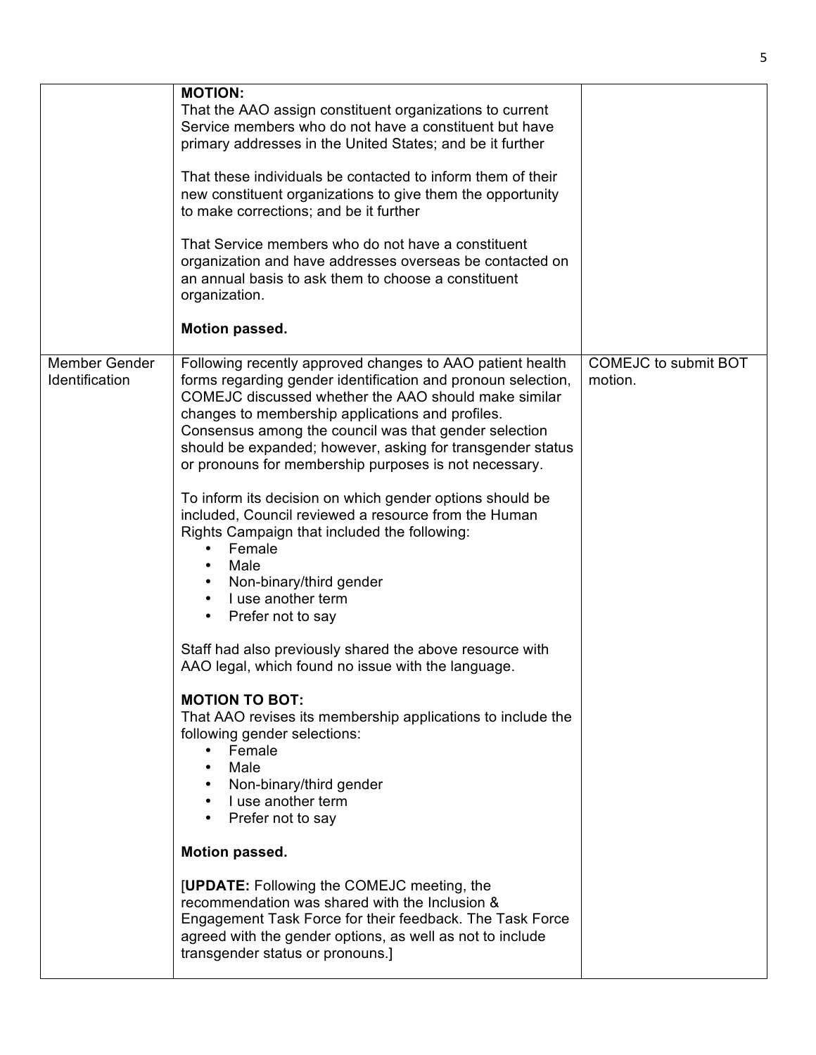| | | |
|---|---|---|
| | **MOTION:**<br>That the AAO assign constituent organizations to current Service members who do not have a constituent but have primary addresses in the United States; and be it further<br><br>That these individuals be contacted to inform them of their new constituent organizations to give them the opportunity to make corrections; and be it further<br><br>That Service members who do not have a constituent organization and have addresses overseas be contacted on an annual basis to ask them to choose a constituent organization.<br><br>**Motion passed.** | |
| Member Gender Identification | Following recently approved changes to AAO patient health forms regarding gender identification and pronoun selection, COMEJC discussed whether the AAO should make similar changes to membership applications and profiles. Consensus among the council was that gender selection should be expanded; however, asking for transgender status or pronouns for membership purposes is not necessary.<br><br>To inform its decision on which gender options should be included, Council reviewed a resource from the Human Rights Campaign that included the following:<br>• Female<br>• Male<br>• Non-binary/third gender<br>• I use another term<br>• Prefer not to say<br><br>Staff had also previously shared the above resource with AAO legal, which found no issue with the language.<br><br>**MOTION TO BOT:**<br>That AAO revises its membership applications to include the following gender selections:<br>• Female<br>• Male<br>• Non-binary/third gender<br>• I use another term<br>• Prefer not to say<br><br>**Motion passed.**<br><br>[**UPDATE:** Following the COMEJC meeting, the recommendation was shared with the Inclusion & Engagement Task Force for their feedback. The Task Force agreed with the gender options, as well as not to include transgender status or pronouns.] | COMEJC to submit BOT motion. |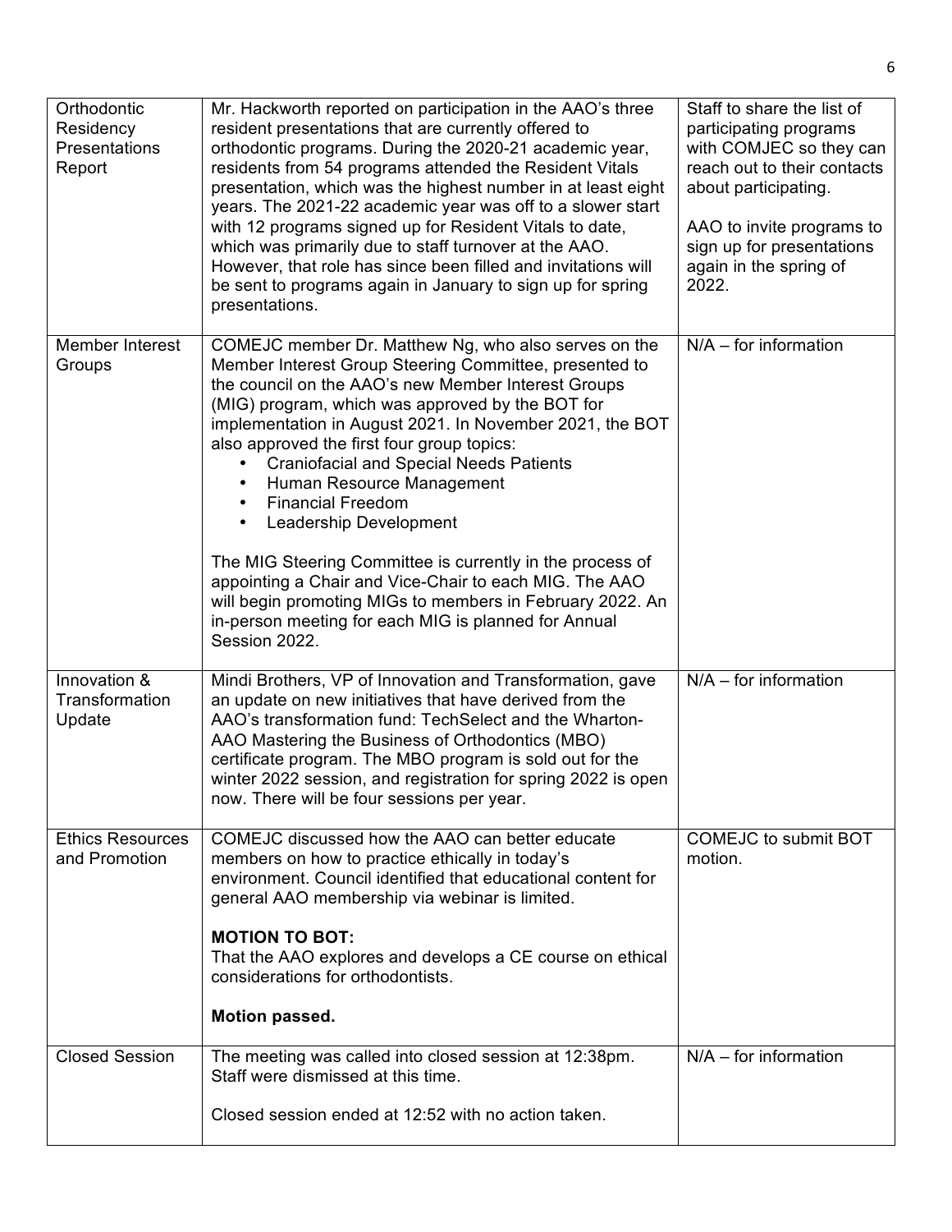| | | |
|---|---|---|
| Orthodontic Residency Presentations Report | Mr. Hackworth reported on participation in the AAO's three resident presentations that are currently offered to orthodontic programs. During the 2020-21 academic year, residents from 54 programs attended the Resident Vitals presentation, which was the highest number in at least eight years. The 2021-22 academic year was off to a slower start with 12 programs signed up for Resident Vitals to date, which was primarily due to staff turnover at the AAO. However, that role has since been filled and invitations will be sent to programs again in January to sign up for spring presentations. | Staff to share the list of participating programs with COMJEC so they can reach out to their contacts about participating.<br><br>AAO to invite programs to sign up for presentations again in the spring of 2022. |
| Member Interest Groups | COMEJC member Dr. Matthew Ng, who also serves on the Member Interest Group Steering Committee, presented to the council on the AAO's new Member Interest Groups (MIG) program, which was approved by the BOT for implementation in August 2021. In November 2021, the BOT also approved the first four group topics:<br>• Craniofacial and Special Needs Patients<br>• Human Resource Management<br>• Financial Freedom<br>• Leadership Development<br><br>The MIG Steering Committee is currently in the process of appointing a Chair and Vice-Chair to each MIG. The AAO will begin promoting MIGs to members in February 2022. An in-person meeting for each MIG is planned for Annual Session 2022. | N/A – for information |
| Innovation & Transformation Update | Mindi Brothers, VP of Innovation and Transformation, gave an update on new initiatives that have derived from the AAO's transformation fund: TechSelect and the Wharton-AAO Mastering the Business of Orthodontics (MBO) certificate program. The MBO program is sold out for the winter 2022 session, and registration for spring 2022 is open now. There will be four sessions per year. | N/A – for information |
| Ethics Resources and Promotion | COMEJC discussed how the AAO can better educate members on how to practice ethically in today's environment. Council identified that educational content for general AAO membership via webinar is limited.<br><br>**MOTION TO BOT:**<br>That the AAO explores and develops a CE course on ethical considerations for orthodontists.<br><br>**Motion passed.** | COMEJC to submit BOT motion. |
| Closed Session | The meeting was called into closed session at 12:38pm. Staff were dismissed at this time.<br><br>Closed session ended at 12:52 with no action taken. | N/A – for information |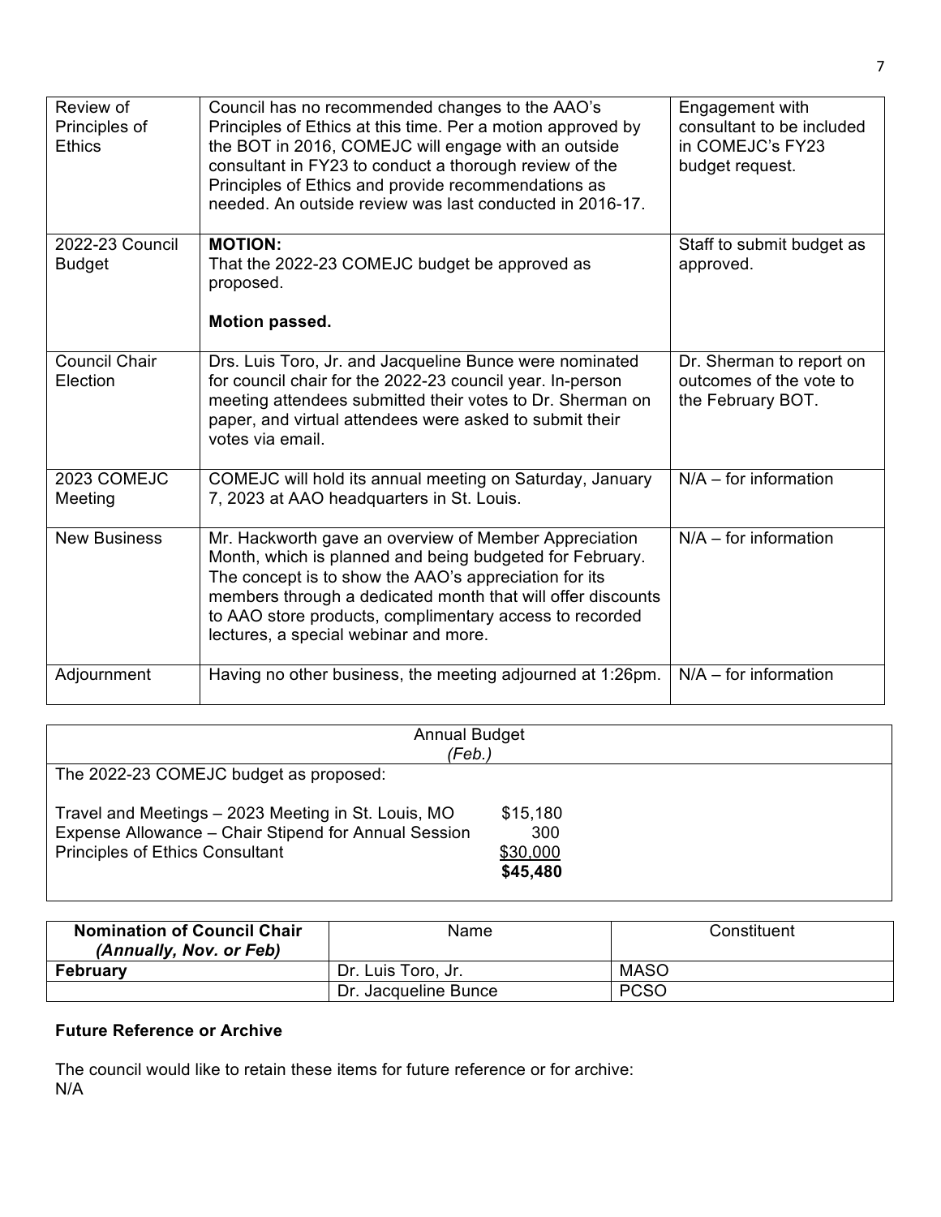| | | |
|---|---|---|
| Review of Principles of Ethics | Council has no recommended changes to the AAO's Principles of Ethics at this time. Per a motion approved by the BOT in 2016, COMEJC will engage with an outside consultant in FY23 to conduct a thorough review of the Principles of Ethics and provide recommendations as needed. An outside review was last conducted in 2016-17. | Engagement with consultant to be included in COMEJC's FY23 budget request. |
| 2022-23 Council Budget | **MOTION:** That the 2022-23 COMEJC budget be approved as proposed. **Motion passed.** | Staff to submit budget as approved. |
| Council Chair Election | Drs. Luis Toro, Jr. and Jacqueline Bunce were nominated for council chair for the 2022-23 council year. In-person meeting attendees submitted their votes to Dr. Sherman on paper, and virtual attendees were asked to submit their votes via email. | Dr. Sherman to report on outcomes of the vote to the February BOT. |
| 2023 COMEJC Meeting | COMEJC will hold its annual meeting on Saturday, January 7, 2023 at AAO headquarters in St. Louis. | N/A – for information |
| New Business | Mr. Hackworth gave an overview of Member Appreciation Month, which is planned and being budgeted for February. The concept is to show the AAO's appreciation for its members through a dedicated month that will offer discounts to AAO store products, complimentary access to recorded lectures, a special webinar and more. | N/A – for information |
| Adjournment | Having no other business, the meeting adjourned at 1:26pm. | N/A – for information |

**Annual Budget**
*(Feb.)*

The 2022-23 COMEJC budget as proposed:

| | |
|---|---|
| Travel and Meetings – 2023 Meeting in St. Louis, MO | $15,180 |
| Expense Allowance – Chair Stipend for Annual Session | 300 |
| Principles of Ethics Consultant | $30,000 |
| | **$45,480** |

| **Nomination of Council Chair** *(Annually, Nov. or Feb)* | Name | Constituent |
|---|---|---|
| **February** | Dr. Luis Toro, Jr. | MASO |
| | Dr. Jacqueline Bunce | PCSO |

**Future Reference or Archive**

The council would like to retain these items for future reference or for archive:
N/A